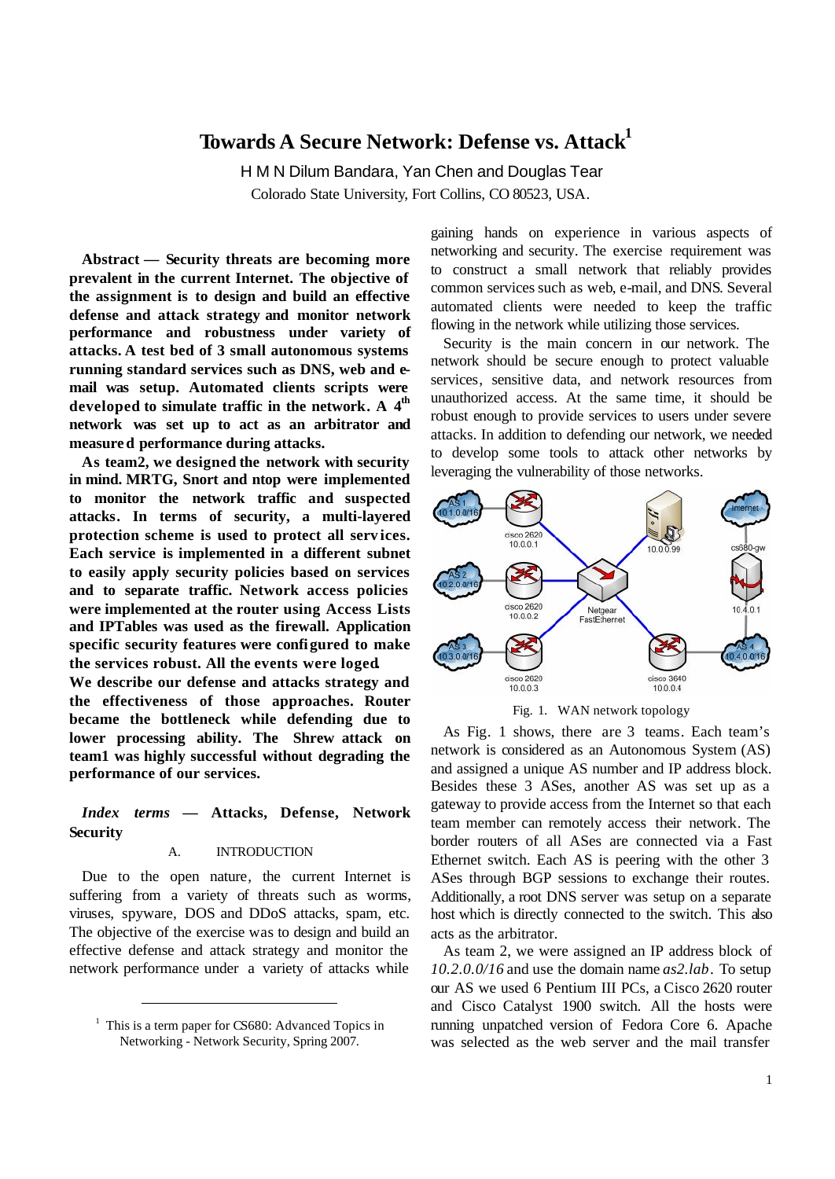# Towards A Secure Network: Defense vs. Attack[1]

H M N Dilum Bandara, Yan Chen and Douglas Tear

Colorado State University, Fort Collins, CO 80523, USA.

**Abstract — Security threats are becoming more prevalent in the current Internet. The objective of the assignment is to design and build an effective defense and attack strategy and monitor network performance and robustness under variety of attacks. A test bed of 3 small autonomous systems running standard services such as DNS, web and e-mail was setup. Automated clients scripts were developed to simulate traffic in the network. A 4$^{th}$ network was set up to act as an arbitrator and measured performance during attacks.**

**As team2, we designed the network with security in mind. MRTG, Snort and ntop were implemented to monitor the network traffic and suspected attacks. In terms of security, a multi-layered protection scheme is used to protect all services. Each service is implemented in a different subnet to easily apply security policies based on services and to separate traffic. Network access policies were implemented at the router using Access Lists and IPTables was used as the firewall. Application specific security features were configured to make the services robust. All the events were loged.**

**We describe our defense and attacks strategy and the effectiveness of those approaches. Router became the bottleneck while defending due to lower processing ability. The Shrew attack on team1 was highly successful without degrading the performance of our services.**

***Index terms*** **— Attacks, Defense, Network Security**

## A. INTRODUCTION

Due to the open nature, the current Internet is suffering from a variety of threats such as worms, viruses, spyware, DOS and DDoS attacks, spam, etc. The objective of the exercise was to design and build an effective defense and attack strategy and monitor the network performance under a variety of attacks while gaining hands on experience in various aspects of networking and security. The exercise requirement was to construct a small network that reliably provides common services such as web, e-mail, and DNS. Several automated clients were needed to keep the traffic flowing in the network while utilizing those services.

Security is the main concern in our network. The network should be secure enough to protect valuable services, sensitive data, and network resources from unauthorized access. At the same time, it should be robust enough to provide services to users under severe attacks. In addition to defending our network, we needed to develop some tools to attack other networks by leveraging the vulnerability of those networks.

Fig. 1. WAN network topology

As Fig. 1 shows, there are 3 teams. Each team's network is considered as an Autonomous System (AS) and assigned a unique AS number and IP address block. Besides these 3 ASes, another AS was set up as a gateway to provide access from the Internet so that each team member can remotely access their network. The border routers of all ASes are connected via a Fast Ethernet switch. Each AS is peering with the other 3 ASes through BGP sessions to exchange their routes. Additionally, a root DNS server was setup on a separate host which is directly connected to the switch. This also acts as the arbitrator.

As team 2, we were assigned an IP address block of *10.2.0.0/16* and use the domain name *as2.lab*. To setup our AS we used 6 Pentium III PCs, a Cisco 2620 router and Cisco Catalyst 1900 switch. All the hosts were running unpatched version of Fedora Core 6. Apache was selected as the web server and the mail transfer

[1] This is a term paper for CS680: Advanced Topics in Networking - Network Security, Spring 2007.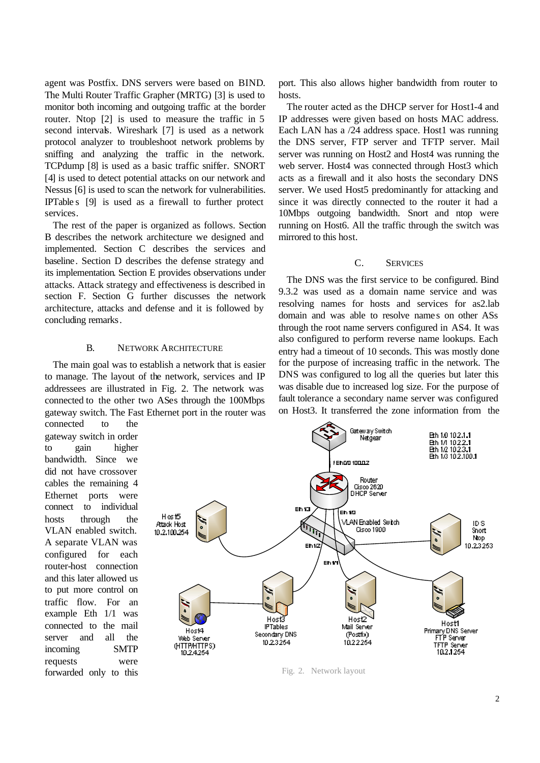agent was Postfix. DNS servers were based on BIND. The Multi Router Traffic Grapher (MRTG) [3] is used to monitor both incoming and outgoing traffic at the border router. Ntop [2] is used to measure the traffic in 5 second intervals. Wireshark [7] is used as a network protocol analyzer to troubleshoot network problems by sniffing and analyzing the traffic in the network. TCPdump [8] is used as a basic traffic sniffer. SNORT [4] is used to detect potential attacks on our network and Nessus [6] is used to scan the network for vulnerabilities. IPTables [9] is used as a firewall to further protect services.

The rest of the paper is organized as follows. Section B describes the network architecture we designed and implemented. Section C describes the services and baseline. Section D describes the defense strategy and its implementation. Section E provides observations under attacks. Attack strategy and effectiveness is described in section F. Section G further discusses the network architecture, attacks and defense and it is followed by concluding remarks.

## B. Network Architecture

The main goal was to establish a network that is easier to manage. The layout of the network, services and IP addresses are illustrated in Fig. 2. The network was connected to the other two ASes through the 100Mbps gateway switch. The Fast Ethernet port in the router was connected to the gateway switch in order to gain higher bandwidth. Since we did not have crossover cables the remaining 4 Ethernet ports were connect to individual hosts through the VLAN enabled switch. A separate VLAN was configured for each router-host connection and this later allowed us to put more control on traffic flow. For an example Eth 1/1 was connected to the mail server and all the incoming SMTP requests were forwarded only to this port. This also allows higher bandwidth from router to hosts.

The router acted as the DHCP server for Host1-4 and IP addresses were given based on hosts MAC address. Each LAN has a /24 address space. Host1 was running the DNS server, FTP server and TFTP server. Mail server was running on Host2 and Host4 was running the web server. Host4 was connected through Host3 which acts as a firewall and it also hosts the secondary DNS server. We used Host5 predominantly for attacking and since it was directly connected to the router it had a 10Mbps outgoing bandwidth. Snort and ntop were running on Host6. All the traffic through the switch was mirrored to this host.

## C. Services

The DNS was the first service to be configured. Bind 9.3.2 was used as a domain name service and was resolving names for hosts and services for as2.lab domain and was able to resolve names on other ASs through the root name servers configured in AS4. It was also configured to perform reverse name lookups. Each entry had a timeout of 10 seconds. This was mostly done for the purpose of increasing traffic in the network. The DNS was configured to log all the queries but later this was disable due to increased log size. For the purpose of fault tolerance a secondary name server was configured on Host3. It transferred the zone information from the

Fig. 2. Network layout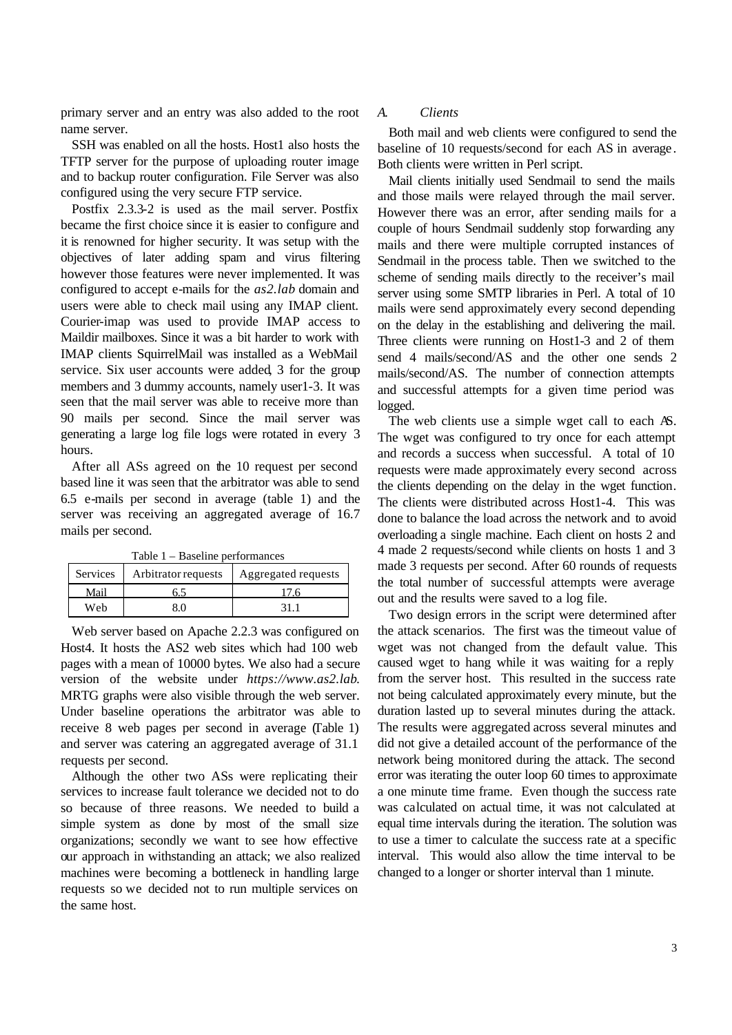primary server and an entry was also added to the root name server.

SSH was enabled on all the hosts. Host1 also hosts the TFTP server for the purpose of uploading router image and to backup router configuration. File Server was also configured using the very secure FTP service.

Postfix 2.3.3-2 is used as the mail server. Postfix became the first choice since it is easier to configure and it is renowned for higher security. It was setup with the objectives of later adding spam and virus filtering however those features were never implemented. It was configured to accept e-mails for the *as2.lab* domain and users were able to check mail using any IMAP client. Courier-imap was used to provide IMAP access to Maildir mailboxes. Since it was a bit harder to work with IMAP clients SquirrelMail was installed as a WebMail service. Six user accounts were added, 3 for the group members and 3 dummy accounts, namely user1-3. It was seen that the mail server was able to receive more than 90 mails per second. Since the mail server was generating a large log file logs were rotated in every 3 hours.

After all ASs agreed on the 10 request per second based line it was seen that the arbitrator was able to send 6.5 e-mails per second in average (table 1) and the server was receiving an aggregated average of 16.7 mails per second.

Table 1 – Baseline performances

| Services | Arbitrator requests | Aggregated requests |
|---|---|---|
| Mail | 6.5 | 17.6 |
| Web | 8.0 | 31.1 |

Web server based on Apache 2.2.3 was configured on Host4. It hosts the AS2 web sites which had 100 web pages with a mean of 10000 bytes. We also had a secure version of the website under *https://www.as2.lab*. MRTG graphs were also visible through the web server. Under baseline operations the arbitrator was able to receive 8 web pages per second in average (Table 1) and server was catering an aggregated average of 31.1 requests per second.

Although the other two ASs were replicating their services to increase fault tolerance we decided not to do so because of three reasons. We needed to build a simple system as done by most of the small size organizations; secondly we want to see how effective our approach in withstanding an attack; we also realized machines were becoming a bottleneck in handling large requests so we decided not to run multiple services on the same host.

### A. *Clients*

Both mail and web clients were configured to send the baseline of 10 requests/second for each AS in average. Both clients were written in Perl script.

Mail clients initially used Sendmail to send the mails and those mails were relayed through the mail server. However there was an error, after sending mails for a couple of hours Sendmail suddenly stop forwarding any mails and there were multiple corrupted instances of Sendmail in the process table. Then we switched to the scheme of sending mails directly to the receiver's mail server using some SMTP libraries in Perl. A total of 10 mails were send approximately every second depending on the delay in the establishing and delivering the mail. Three clients were running on Host1-3 and 2 of them send 4 mails/second/AS and the other one sends 2 mails/second/AS. The number of connection attempts and successful attempts for a given time period was logged.

The web clients use a simple wget call to each AS. The wget was configured to try once for each attempt and records a success when successful. A total of 10 requests were made approximately every second across the clients depending on the delay in the wget function. The clients were distributed across Host1-4. This was done to balance the load across the network and to avoid overloading a single machine. Each client on hosts 2 and 4 made 2 requests/second while clients on hosts 1 and 3 made 3 requests per second. After 60 rounds of requests the total number of successful attempts were average out and the results were saved to a log file.

Two design errors in the script were determined after the attack scenarios. The first was the timeout value of wget was not changed from the default value. This caused wget to hang while it was waiting for a reply from the server host. This resulted in the success rate not being calculated approximately every minute, but the duration lasted up to several minutes during the attack. The results were aggregated across several minutes and did not give a detailed account of the performance of the network being monitored during the attack. The second error was iterating the outer loop 60 times to approximate a one minute time frame. Even though the success rate was calculated on actual time, it was not calculated at equal time intervals during the iteration. The solution was to use a timer to calculate the success rate at a specific interval. This would also allow the time interval to be changed to a longer or shorter interval than 1 minute.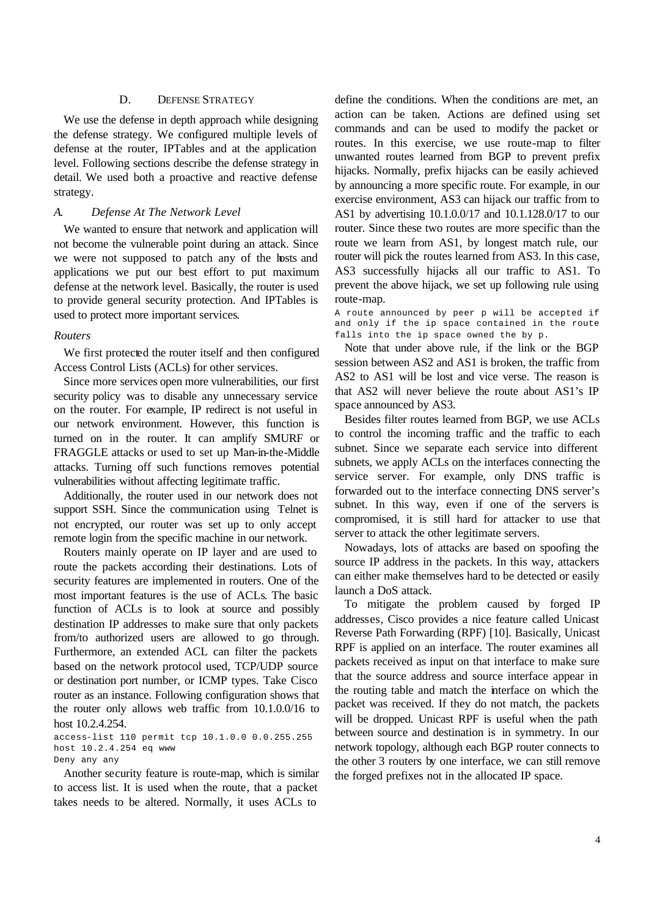### D. Defense Strategy

We use the defense in depth approach while designing the defense strategy. We configured multiple levels of defense at the router, IPTables and at the application level. Following sections describe the defense strategy in detail. We used both a proactive and reactive defense strategy.

#### *A. Defense At The Network Level*

We wanted to ensure that network and application will not become the vulnerable point during an attack. Since we were not supposed to patch any of the hosts and applications we put our best effort to put maximum defense at the network level. Basically, the router is used to provide general security protection. And IPTables is used to protect more important services.

*Routers*

We first protected the router itself and then configured Access Control Lists (ACLs) for other services.

Since more services open more vulnerabilities, our first security policy was to disable any unnecessary service on the router. For example, IP redirect is not useful in our network environment. However, this function is turned on in the router. It can amplify SMURF or FRAGGLE attacks or used to set up Man-in-the-Middle attacks. Turning off such functions removes potential vulnerabilities without affecting legitimate traffic.

Additionally, the router used in our network does not support SSH. Since the communication using Telnet is not encrypted, our router was set up to only accept remote login from the specific machine in our network.

Routers mainly operate on IP layer and are used to route the packets according their destinations. Lots of security features are implemented in routers. One of the most important features is the use of ACLs. The basic function of ACLs is to look at source and possibly destination IP addresses to make sure that only packets from/to authorized users are allowed to go through. Furthermore, an extended ACL can filter the packets based on the network protocol used, TCP/UDP source or destination port number, or ICMP types. Take Cisco router as an instance. Following configuration shows that the router only allows web traffic from 10.1.0.0/16 to host 10.2.4.254.

```
access-list 110 permit tcp 10.1.0.0 0.0.255.255
host 10.2.4.254 eq www
Deny any any
```

Another security feature is route-map, which is similar to access list. It is used when the route, that a packet takes needs to be altered. Normally, it uses ACLs to define the conditions. When the conditions are met, an action can be taken. Actions are defined using set commands and can be used to modify the packet or routes. In this exercise, we use route-map to filter unwanted routes learned from BGP to prevent prefix hijacks. Normally, prefix hijacks can be easily achieved by announcing a more specific route. For example, in our exercise environment, AS3 can hijack our traffic from to AS1 by advertising 10.1.0.0/17 and 10.1.128.0/17 to our router. Since these two routes are more specific than the route we learn from AS1, by longest match rule, our router will pick the routes learned from AS3. In this case, AS3 successfully hijacks all our traffic to AS1. To prevent the above hijack, we set up following rule using route-map.

```
A route announced by peer p will be accepted if
and only if the ip space contained in the route
falls into the ip space owned the by p.
```

Note that under above rule, if the link or the BGP session between AS2 and AS1 is broken, the traffic from AS2 to AS1 will be lost and vice verse. The reason is that AS2 will never believe the route about AS1's IP space announced by AS3.

Besides filter routes learned from BGP, we use ACLs to control the incoming traffic and the traffic to each subnet. Since we separate each service into different subnets, we apply ACLs on the interfaces connecting the service server. For example, only DNS traffic is forwarded out to the interface connecting DNS server's subnet. In this way, even if one of the servers is compromised, it is still hard for attacker to use that server to attack the other legitimate servers.

Nowadays, lots of attacks are based on spoofing the source IP address in the packets. In this way, attackers can either make themselves hard to be detected or easily launch a DoS attack.

To mitigate the problem caused by forged IP addresses, Cisco provides a nice feature called Unicast Reverse Path Forwarding (RPF) [10]. Basically, Unicast RPF is applied on an interface. The router examines all packets received as input on that interface to make sure that the source address and source interface appear in the routing table and match the interface on which the packet was received. If they do not match, the packets will be dropped. Unicast RPF is useful when the path between source and destination is in symmetry. In our network topology, although each BGP router connects to the other 3 routers by one interface, we can still remove the forged prefixes not in the allocated IP space.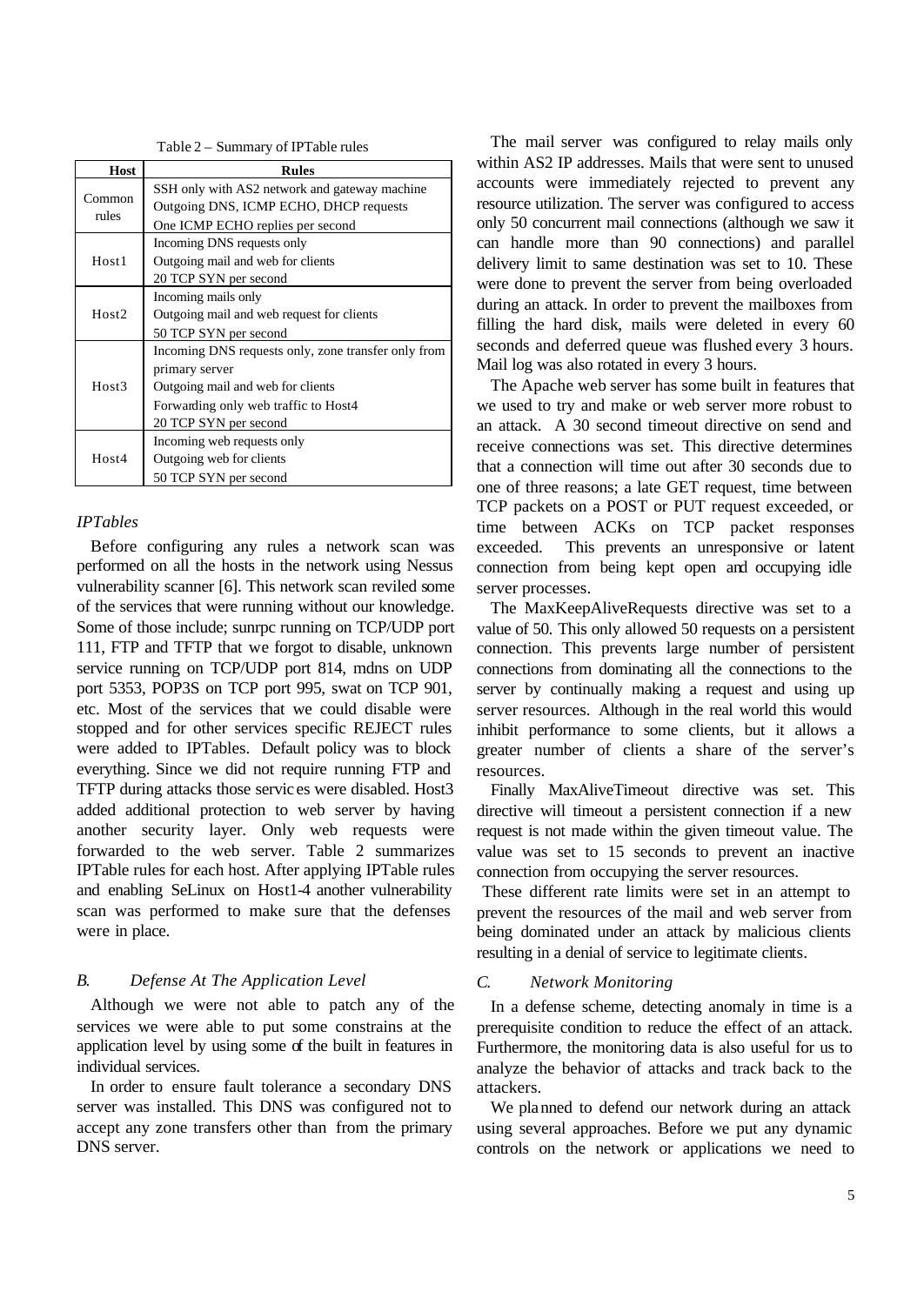Table 2 – Summary of IPTable rules

| Host | Rules |
|---|---|
| Common rules | SSH only with AS2 network and gateway machine<br>Outgoing DNS, ICMP ECHO, DHCP requests<br>One ICMP ECHO replies per second |
| Host1 | Incoming DNS requests only<br>Outgoing mail and web for clients<br>20 TCP SYN per second |
| Host2 | Incoming mails only<br>Outgoing mail and web request for clients<br>50 TCP SYN per second |
| Host3 | Incoming DNS requests only, zone transfer only from primary server<br>Outgoing mail and web for clients<br>Forwarding only web traffic to Host4<br>20 TCP SYN per second |
| Host4 | Incoming web requests only<br>Outgoing web for clients<br>50 TCP SYN per second |

### *IPTables*

Before configuring any rules a network scan was performed on all the hosts in the network using Nessus vulnerability scanner [6]. This network scan reviled some of the services that were running without our knowledge. Some of those include; sunrpc running on TCP/UDP port 111, FTP and TFTP that we forgot to disable, unknown service running on TCP/UDP port 814, mdns on UDP port 5353, POP3S on TCP port 995, swat on TCP 901, etc. Most of the services that we could disable were stopped and for other services specific REJECT rules were added to IPTables. Default policy was to block everything. Since we did not require running FTP and TFTP during attacks those services were disabled. Host3 added additional protection to web server by having another security layer. Only web requests were forwarded to the web server. Table 2 summarizes IPTable rules for each host. After applying IPTable rules and enabling SeLinux on Host1-4 another vulnerability scan was performed to make sure that the defenses were in place.

## *B. Defense At The Application Level*

Although we were not able to patch any of the services we were able to put some constrains at the application level by using some of the built in features in individual services.

In order to ensure fault tolerance a secondary DNS server was installed. This DNS was configured not to accept any zone transfers other than from the primary DNS server.

The mail server was configured to relay mails only within AS2 IP addresses. Mails that were sent to unused accounts were immediately rejected to prevent any resource utilization. The server was configured to access only 50 concurrent mail connections (although we saw it can handle more than 90 connections) and parallel delivery limit to same destination was set to 10. These were done to prevent the server from being overloaded during an attack. In order to prevent the mailboxes from filling the hard disk, mails were deleted in every 60 seconds and deferred queue was flushed every 3 hours. Mail log was also rotated in every 3 hours.

The Apache web server has some built in features that we used to try and make or web server more robust to an attack. A 30 second timeout directive on send and receive connections was set. This directive determines that a connection will time out after 30 seconds due to one of three reasons; a late GET request, time between TCP packets on a POST or PUT request exceeded, or time between ACKs on TCP packet responses exceeded. This prevents an unresponsive or latent connection from being kept open and occupying idle server processes.

The MaxKeepAliveRequests directive was set to a value of 50. This only allowed 50 requests on a persistent connection. This prevents large number of persistent connections from dominating all the connections to the server by continually making a request and using up server resources. Although in the real world this would inhibit performance to some clients, but it allows a greater number of clients a share of the server's resources.

Finally MaxAliveTimeout directive was set. This directive will timeout a persistent connection if a new request is not made within the given timeout value. The value was set to 15 seconds to prevent an inactive connection from occupying the server resources.

These different rate limits were set in an attempt to prevent the resources of the mail and web server from being dominated under an attack by malicious clients resulting in a denial of service to legitimate clients.

## *C. Network Monitoring*

In a defense scheme, detecting anomaly in time is a prerequisite condition to reduce the effect of an attack. Furthermore, the monitoring data is also useful for us to analyze the behavior of attacks and track back to the attackers.

We planned to defend our network during an attack using several approaches. Before we put any dynamic controls on the network or applications we need to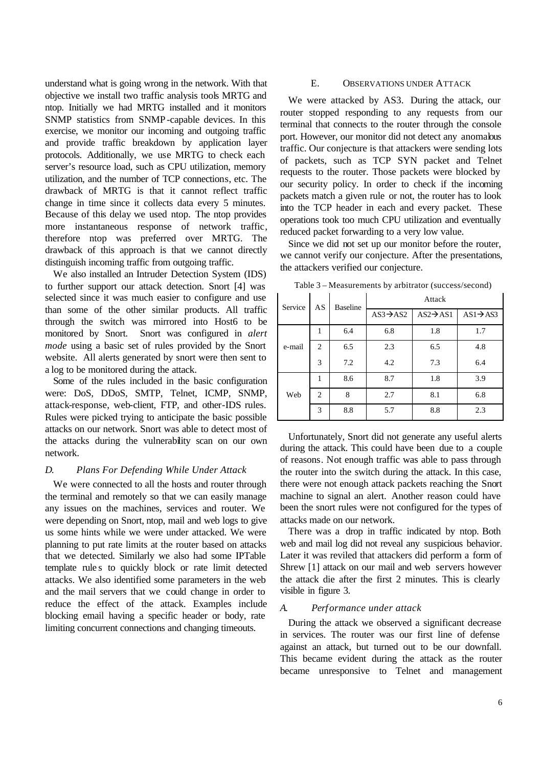understand what is going wrong in the network. With that objective we install two traffic analysis tools MRTG and ntop. Initially we had MRTG installed and it monitors SNMP statistics from SNMP-capable devices. In this exercise, we monitor our incoming and outgoing traffic and provide traffic breakdown by application layer protocols. Additionally, we use MRTG to check each server's resource load, such as CPU utilization, memory utilization, and the number of TCP connections, etc. The drawback of MRTG is that it cannot reflect traffic change in time since it collects data every 5 minutes. Because of this delay we used ntop. The ntop provides more instantaneous response of network traffic, therefore ntop was preferred over MRTG. The drawback of this approach is that we cannot directly distinguish incoming traffic from outgoing traffic.

We also installed an Intruder Detection System (IDS) to further support our attack detection. Snort [4] was selected since it was much easier to configure and use than some of the other similar products. All traffic through the switch was mirrored into Host6 to be monitored by Snort. Snort was configured in *alert mode* using a basic set of rules provided by the Snort website. All alerts generated by snort were then sent to a log to be monitored during the attack.

Some of the rules included in the basic configuration were: DoS, DDoS, SMTP, Telnet, ICMP, SNMP, attack-response, web-client, FTP, and other-IDS rules. Rules were picked trying to anticipate the basic possible attacks on our network. Snort was able to detect most of the attacks during the vulnerability scan on our own network.

### *D. Plans For Defending While Under Attack*

We were connected to all the hosts and router through the terminal and remotely so that we can easily manage any issues on the machines, services and router. We were depending on Snort, ntop, mail and web logs to give us some hints while we were under attacked. We were planning to put rate limits at the router based on attacks that we detected. Similarly we also had some IPTable template rules to quickly block or rate limit detected attacks. We also identified some parameters in the web and the mail servers that we could change in order to reduce the effect of the attack. Examples include blocking email having a specific header or body, rate limiting concurrent connections and changing timeouts.

### E. Observations under Attack

We were attacked by AS3. During the attack, our router stopped responding to any requests from our terminal that connects to the router through the console port. However, our monitor did not detect any anomalous traffic. Our conjecture is that attackers were sending lots of packets, such as TCP SYN packet and Telnet requests to the router. Those packets were blocked by our security policy. In order to check if the incoming packets match a given rule or not, the router has to look into the TCP header in each and every packet. These operations took too much CPU utilization and eventually reduced packet forwarding to a very low value.

Since we did not set up our monitor before the router, we cannot verify our conjecture. After the presentations, the attackers verified our conjecture.

Table 3 – Measurements by arbitrator (success/second)

| Service | AS | Baseline | Attack | | |
|---|---|---|---|---|---|
| | | | AS3→AS2 | AS2→AS1 | AS1→AS3 |
| e-mail | 1 | 6.4 | 6.8 | 1.8 | 1.7 |
| | 2 | 6.5 | 2.3 | 6.5 | 4.8 |
| | 3 | 7.2 | 4.2 | 7.3 | 6.4 |
| Web | 1 | 8.6 | 8.7 | 1.8 | 3.9 |
| | 2 | 8 | 2.7 | 8.1 | 6.8 |
| | 3 | 8.8 | 5.7 | 8.8 | 2.3 |

Unfortunately, Snort did not generate any useful alerts during the attack. This could have been due to a couple of reasons. Not enough traffic was able to pass through the router into the switch during the attack. In this case, there were not enough attack packets reaching the Snort machine to signal an alert. Another reason could have been the snort rules were not configured for the types of attacks made on our network.

There was a drop in traffic indicated by ntop. Both web and mail log did not reveal any suspicious behavior. Later it was reviled that attackers did perform a form of Shrew [1] attack on our mail and web servers however the attack die after the first 2 minutes. This is clearly visible in figure 3.

### *A. Performance under attack*

During the attack we observed a significant decrease in services. The router was our first line of defense against an attack, but turned out to be our downfall. This became evident during the attack as the router became unresponsive to Telnet and management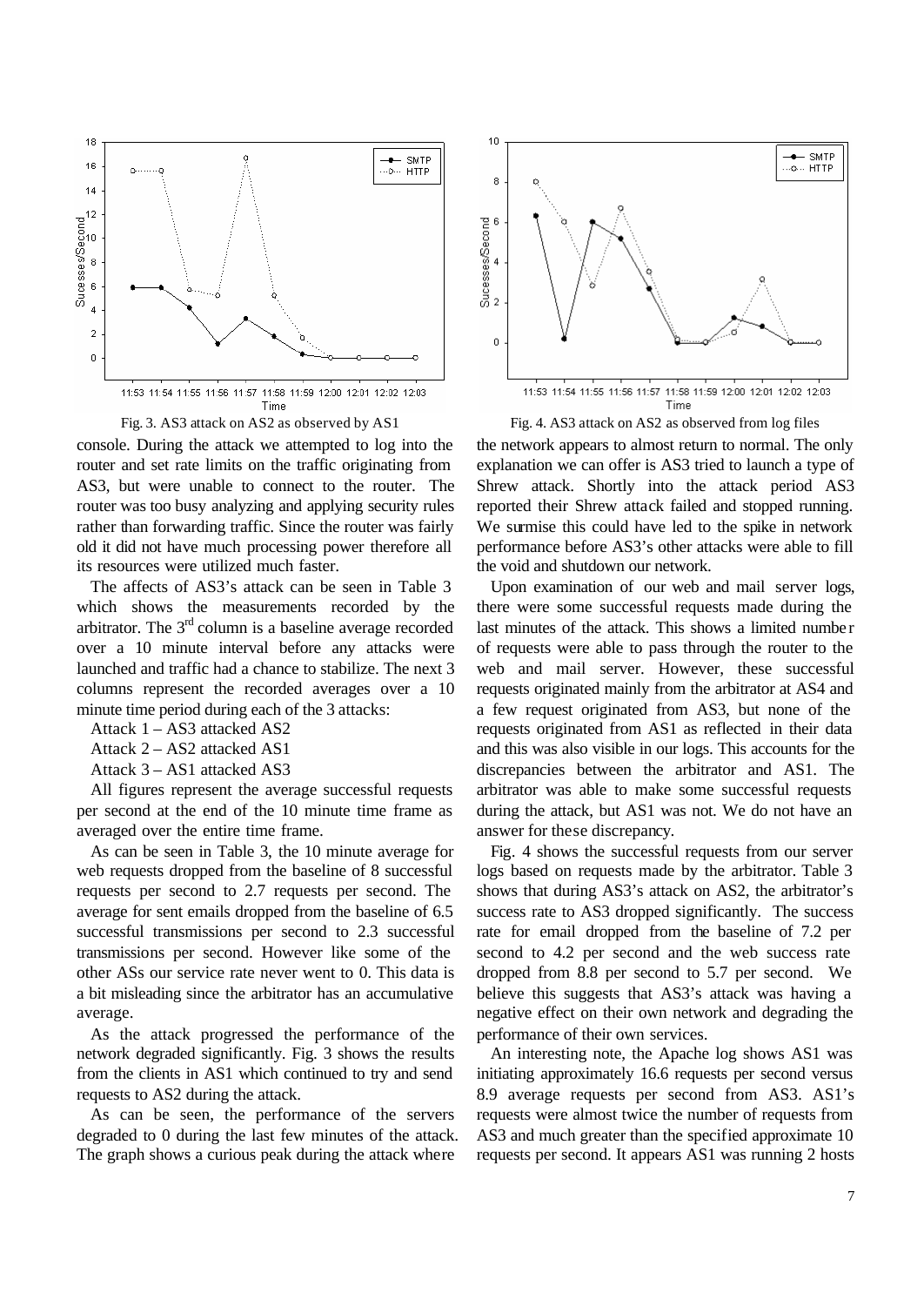Fig. 3. AS3 attack on AS2 as observed by AS1

Fig. 4. AS3 attack on AS2 as observed from log files

console. During the attack we attempted to log into the router and set rate limits on the traffic originating from AS3, but were unable to connect to the router. The router was too busy analyzing and applying security rules rather than forwarding traffic. Since the router was fairly old it did not have much processing power therefore all its resources were utilized much faster.

The affects of AS3's attack can be seen in Table 3 which shows the measurements recorded by the arbitrator. The 3rd column is a baseline average recorded over a 10 minute interval before any attacks were launched and traffic had a chance to stabilize. The next 3 columns represent the recorded averages over a 10 minute time period during each of the 3 attacks:

Attack 1 – AS3 attacked AS2

Attack 2 – AS2 attacked AS1

Attack 3 – AS1 attacked AS3

All figures represent the average successful requests per second at the end of the 10 minute time frame as averaged over the entire time frame.

As can be seen in Table 3, the 10 minute average for web requests dropped from the baseline of 8 successful requests per second to 2.7 requests per second. The average for sent emails dropped from the baseline of 6.5 successful transmissions per second to 2.3 successful transmissions per second. However like some of the other ASs our service rate never went to 0. This data is a bit misleading since the arbitrator has an accumulative average.

As the attack progressed the performance of the network degraded significantly. Fig. 3 shows the results from the clients in AS1 which continued to try and send requests to AS2 during the attack.

As can be seen, the performance of the servers degraded to 0 during the last few minutes of the attack. The graph shows a curious peak during the attack where the network appears to almost return to normal. The only explanation we can offer is AS3 tried to launch a type of Shrew attack. Shortly into the attack period AS3 reported their Shrew attack failed and stopped running. We surmise this could have led to the spike in network performance before AS3's other attacks were able to fill the void and shutdown our network.

Upon examination of our web and mail server logs, there were some successful requests made during the last minutes of the attack. This shows a limited number of requests were able to pass through the router to the web and mail server. However, these successful requests originated mainly from the arbitrator at AS4 and a few request originated from AS3, but none of the requests originated from AS1 as reflected in their data and this was also visible in our logs. This accounts for the discrepancies between the arbitrator and AS1. The arbitrator was able to make some successful requests during the attack, but AS1 was not. We do not have an answer for these discrepancy.

Fig. 4 shows the successful requests from our server logs based on requests made by the arbitrator. Table 3 shows that during AS3's attack on AS2, the arbitrator's success rate to AS3 dropped significantly. The success rate for email dropped from the baseline of 7.2 per second to 4.2 per second and the web success rate dropped from 8.8 per second to 5.7 per second. We believe this suggests that AS3's attack was having a negative effect on their own network and degrading the performance of their own services.

An interesting note, the Apache log shows AS1 was initiating approximately 16.6 requests per second versus 8.9 average requests per second from AS3. AS1's requests were almost twice the number of requests from AS3 and much greater than the specified approximate 10 requests per second. It appears AS1 was running 2 hosts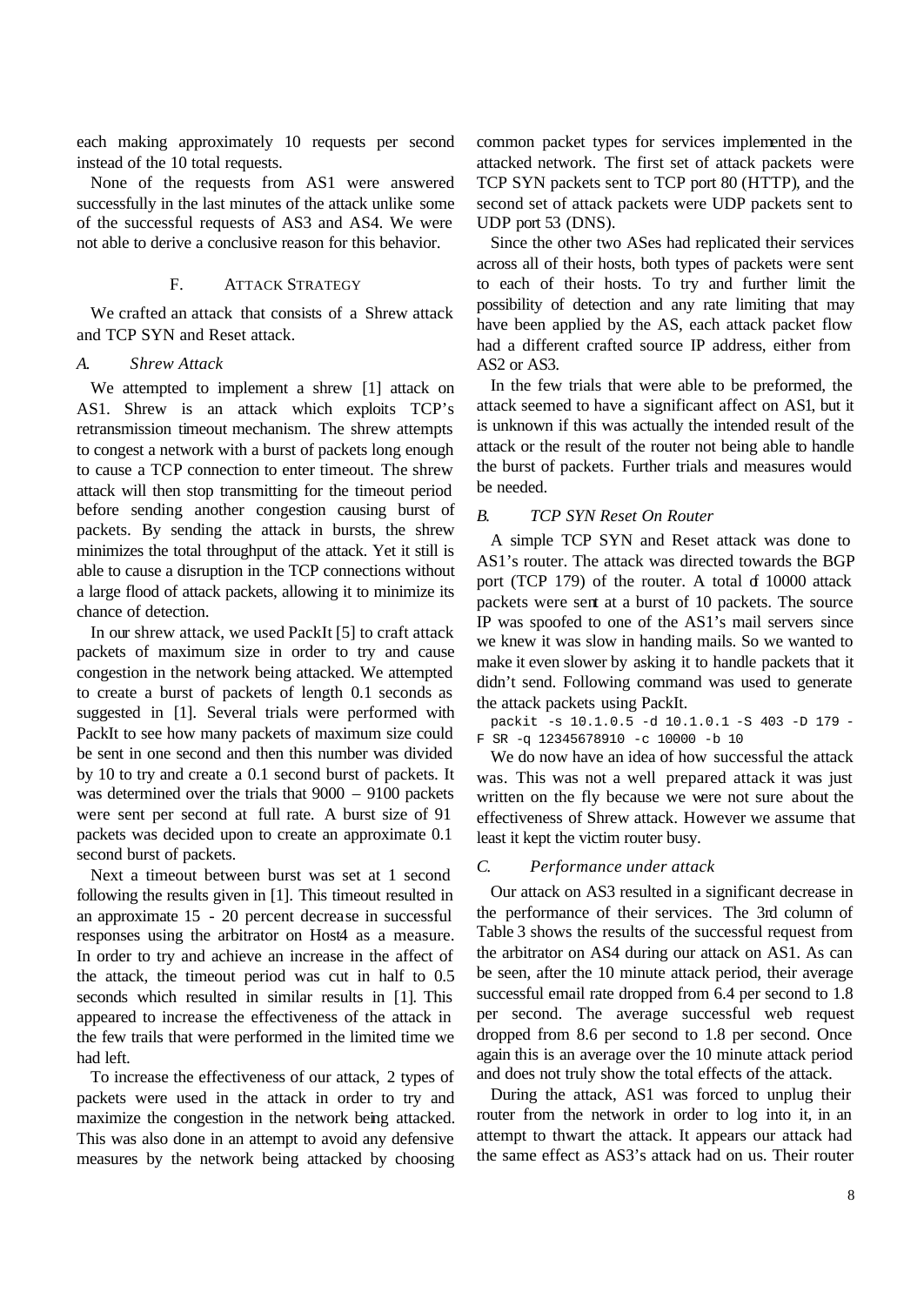each making approximately 10 requests per second instead of the 10 total requests.

None of the requests from AS1 were answered successfully in the last minutes of the attack unlike some of the successful requests of AS3 and AS4. We were not able to derive a conclusive reason for this behavior.

## F. Attack Strategy

We crafted an attack that consists of a Shrew attack and TCP SYN and Reset attack.

### *A. Shrew Attack*

We attempted to implement a shrew [1] attack on AS1. Shrew is an attack which exploits TCP's retransmission timeout mechanism. The shrew attempts to congest a network with a burst of packets long enough to cause a TCP connection to enter timeout. The shrew attack will then stop transmitting for the timeout period before sending another congestion causing burst of packets. By sending the attack in bursts, the shrew minimizes the total throughput of the attack. Yet it still is able to cause a disruption in the TCP connections without a large flood of attack packets, allowing it to minimize its chance of detection.

In our shrew attack, we used PackIt [5] to craft attack packets of maximum size in order to try and cause congestion in the network being attacked. We attempted to create a burst of packets of length 0.1 seconds as suggested in [1]. Several trials were performed with PackIt to see how many packets of maximum size could be sent in one second and then this number was divided by 10 to try and create a 0.1 second burst of packets. It was determined over the trials that 9000 – 9100 packets were sent per second at full rate. A burst size of 91 packets was decided upon to create an approximate 0.1 second burst of packets.

Next a timeout between burst was set at 1 second following the results given in [1]. This timeout resulted in an approximate 15 - 20 percent decrease in successful responses using the arbitrator on Host4 as a measure. In order to try and achieve an increase in the affect of the attack, the timeout period was cut in half to 0.5 seconds which resulted in similar results in [1]. This appeared to increase the effectiveness of the attack in the few trails that were performed in the limited time we had left.

To increase the effectiveness of our attack, 2 types of packets were used in the attack in order to try and maximize the congestion in the network being attacked. This was also done in an attempt to avoid any defensive measures by the network being attacked by choosing common packet types for services implemented in the attacked network. The first set of attack packets were TCP SYN packets sent to TCP port 80 (HTTP), and the second set of attack packets were UDP packets sent to UDP port 53 (DNS).

Since the other two ASes had replicated their services across all of their hosts, both types of packets were sent to each of their hosts. To try and further limit the possibility of detection and any rate limiting that may have been applied by the AS, each attack packet flow had a different crafted source IP address, either from AS2 or AS3.

In the few trials that were able to be preformed, the attack seemed to have a significant affect on AS1, but it is unknown if this was actually the intended result of the attack or the result of the router not being able to handle the burst of packets. Further trials and measures would be needed.

### *B. TCP SYN Reset On Router*

A simple TCP SYN and Reset attack was done to AS1's router. The attack was directed towards the BGP port (TCP 179) of the router. A total of 10000 attack packets were sent at a burst of 10 packets. The source IP was spoofed to one of the AS1's mail servers since we knew it was slow in handing mails. So we wanted to make it even slower by asking it to handle packets that it didn't send. Following command was used to generate the attack packets using PackIt.

```
packit -s 10.1.0.5 -d 10.1.0.1 -S 403 -D 179 -F SR -q 12345678910 -c 10000 -b 10
```

We do now have an idea of how successful the attack was. This was not a well prepared attack it was just written on the fly because we were not sure about the effectiveness of Shrew attack. However we assume that least it kept the victim router busy.

### *C. Performance under attack*

Our attack on AS3 resulted in a significant decrease in the performance of their services. The 3rd column of Table 3 shows the results of the successful request from the arbitrator on AS4 during our attack on AS1. As can be seen, after the 10 minute attack period, their average successful email rate dropped from 6.4 per second to 1.8 per second. The average successful web request dropped from 8.6 per second to 1.8 per second. Once again this is an average over the 10 minute attack period and does not truly show the total effects of the attack.

During the attack, AS1 was forced to unplug their router from the network in order to log into it, in an attempt to thwart the attack. It appears our attack had the same effect as AS3's attack had on us. Their router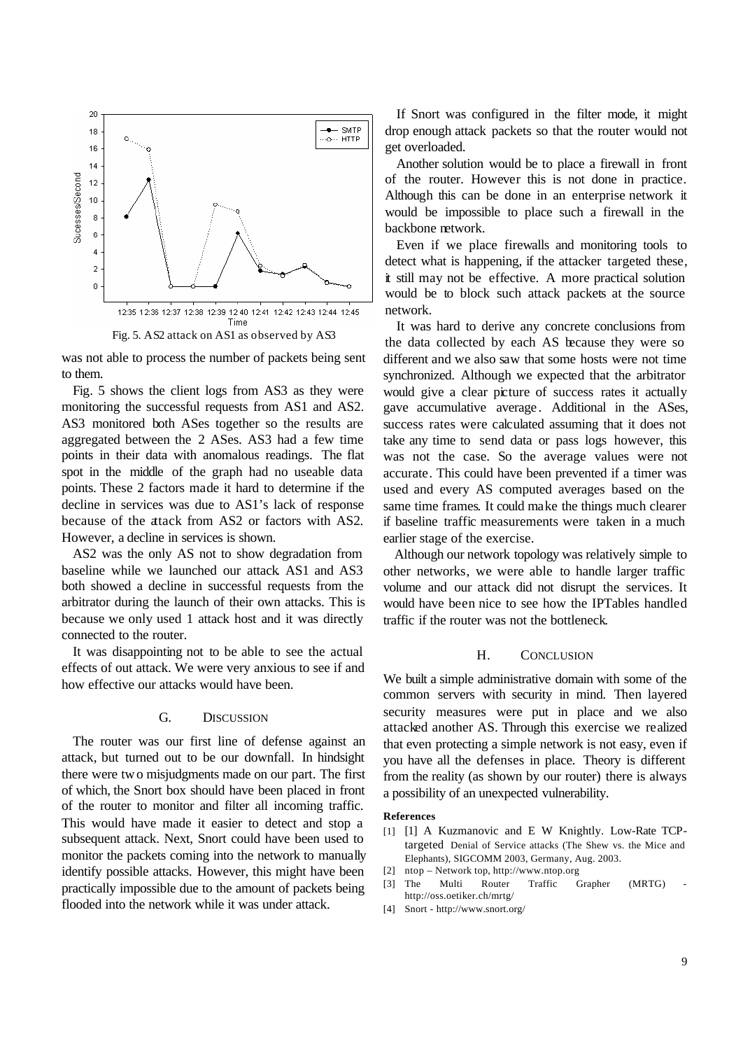Fig. 5. AS2 attack on AS1 as observed by AS3

was not able to process the number of packets being sent to them.

Fig. 5 shows the client logs from AS3 as they were monitoring the successful requests from AS1 and AS2. AS3 monitored both ASes together so the results are aggregated between the 2 ASes. AS3 had a few time points in their data with anomalous readings. The flat spot in the middle of the graph had no useable data points. These 2 factors made it hard to determine if the decline in services was due to AS1's lack of response because of the attack from AS2 or factors with AS2. However, a decline in services is shown.

AS2 was the only AS not to show degradation from baseline while we launched our attack. AS1 and AS3 both showed a decline in successful requests from the arbitrator during the launch of their own attacks. This is because we only used 1 attack host and it was directly connected to the router.

It was disappointing not to be able to see the actual effects of out attack. We were very anxious to see if and how effective our attacks would have been.

## G. Discussion

The router was our first line of defense against an attack, but turned out to be our downfall. In hindsight there were two misjudgments made on our part. The first of which, the Snort box should have been placed in front of the router to monitor and filter all incoming traffic. This would have made it easier to detect and stop a subsequent attack. Next, Snort could have been used to monitor the packets coming into the network to manually identify possible attacks. However, this might have been practically impossible due to the amount of packets being flooded into the network while it was under attack.

If Snort was configured in the filter mode, it might drop enough attack packets so that the router would not get overloaded.

Another solution would be to place a firewall in front of the router. However this is not done in practice. Although this can be done in an enterprise network it would be impossible to place such a firewall in the backbone network.

Even if we place firewalls and monitoring tools to detect what is happening, if the attacker targeted these, it still may not be effective. A more practical solution would be to block such attack packets at the source network.

It was hard to derive any concrete conclusions from the data collected by each AS because they were so different and we also saw that some hosts were not time synchronized. Although we expected that the arbitrator would give a clear picture of success rates it actually gave accumulative average. Additional in the ASes, success rates were calculated assuming that it does not take any time to send data or pass logs however, this was not the case. So the average values were not accurate. This could have been prevented if a timer was used and every AS computed averages based on the same time frames. It could make the things much clearer if baseline traffic measurements were taken in a much earlier stage of the exercise.

Although our network topology was relatively simple to other networks, we were able to handle larger traffic volume and our attack did not disrupt the services. It would have been nice to see how the IPTables handled traffic if the router was not the bottleneck.

## H. Conclusion

We built a simple administrative domain with some of the common servers with security in mind. Then layered security measures were put in place and we also attacked another AS. Through this exercise we realized that even protecting a simple network is not easy, even if you have all the defenses in place. Theory is different from the reality (as shown by our router) there is always a possibility of an unexpected vulnerability.

**References**

- [1] [1] A Kuzmanovic and E W Knightly. Low-Rate TCP-targeted Denial of Service attacks (The Shew vs. the Mice and Elephants), SIGCOMM 2003, Germany, Aug. 2003.
- [2] ntop – Network top, http://www.ntop.org
- [3] The Multi Router Traffic Grapher (MRTG) - http://oss.oetiker.ch/mrtg/
- [4] Snort - http://www.snort.org/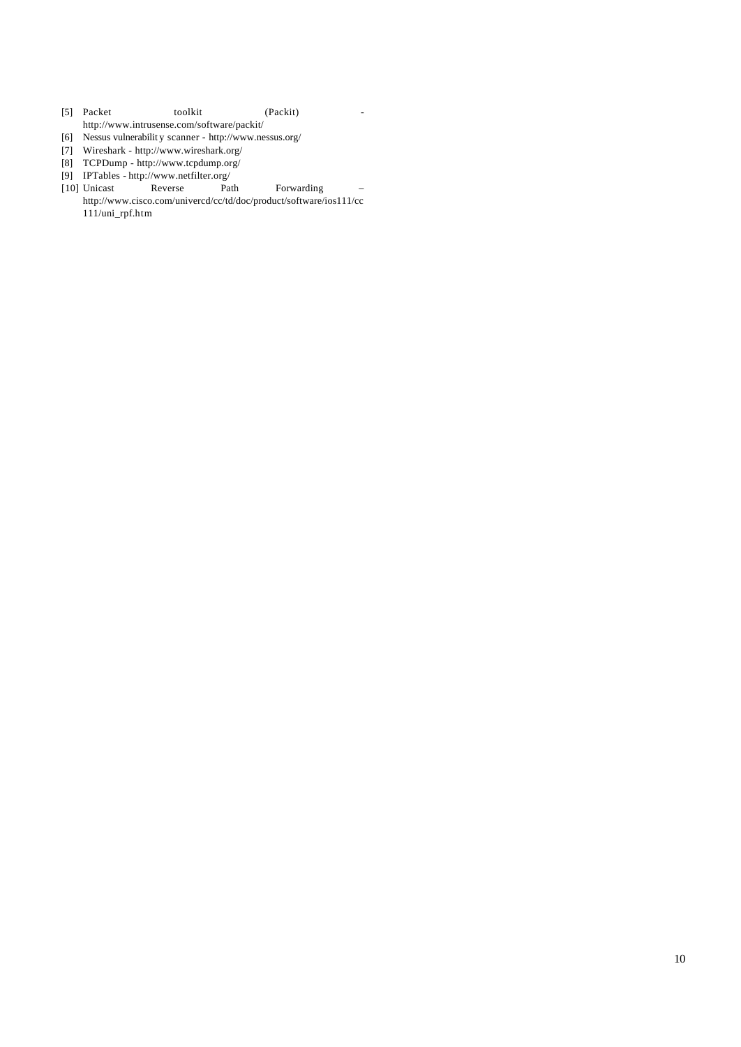[5] Packet toolkit (Packit) - http://www.intrusense.com/software/packit/

[6] Nessus vulnerability scanner - http://www.nessus.org/

[7] Wireshark - http://www.wireshark.org/

[8] TCPDump - http://www.tcpdump.org/

[9] IPTables - http://www.netfilter.org/

[10] Unicast Reverse Path Forwarding – http://www.cisco.com/univercd/cc/td/doc/product/software/ios111/cc111/uni_rpf.htm